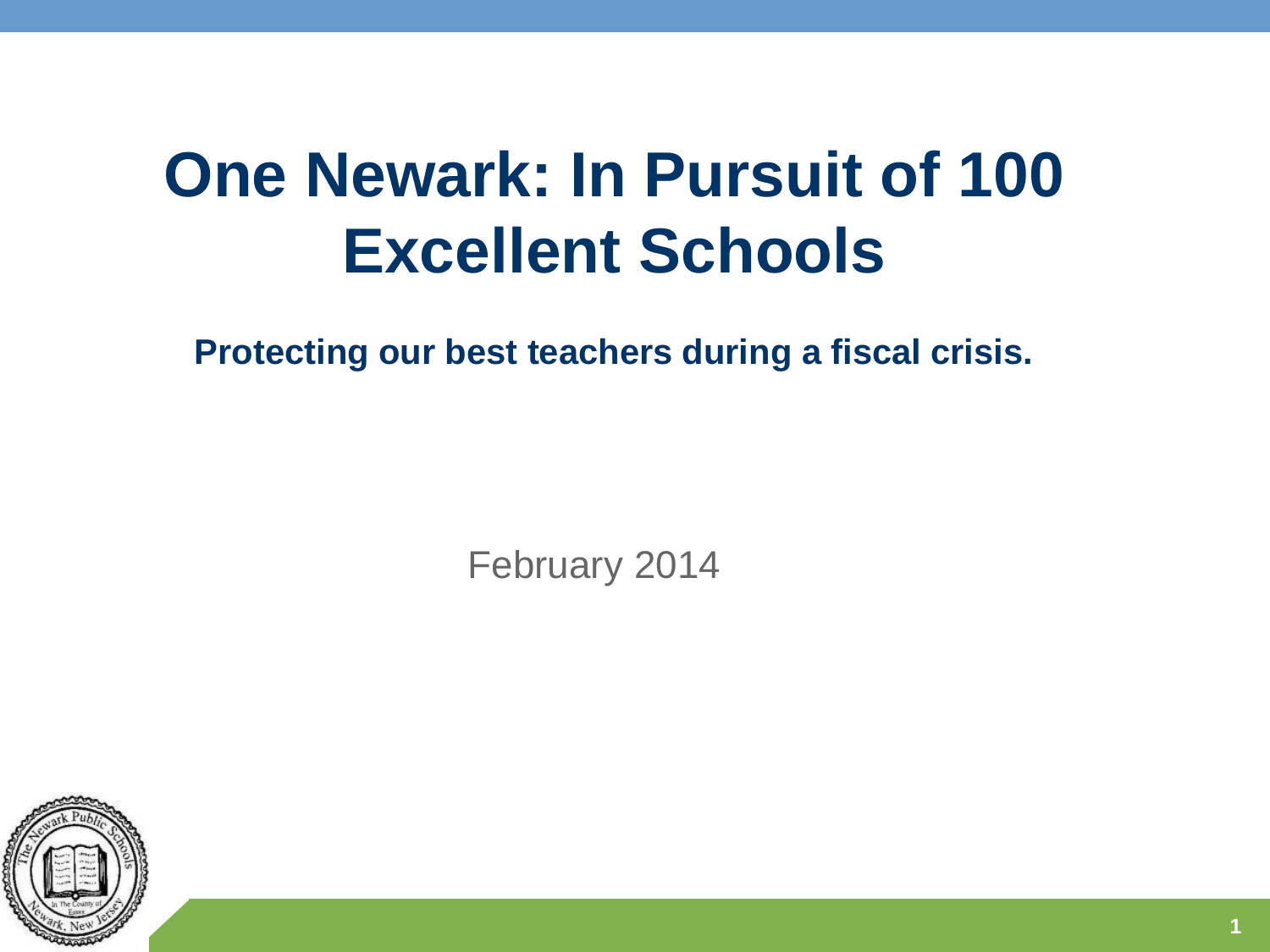# One Newark: In Pursuit of 100 Excellent Schools

**Protecting our best teachers during a fiscal crisis.**

February 2014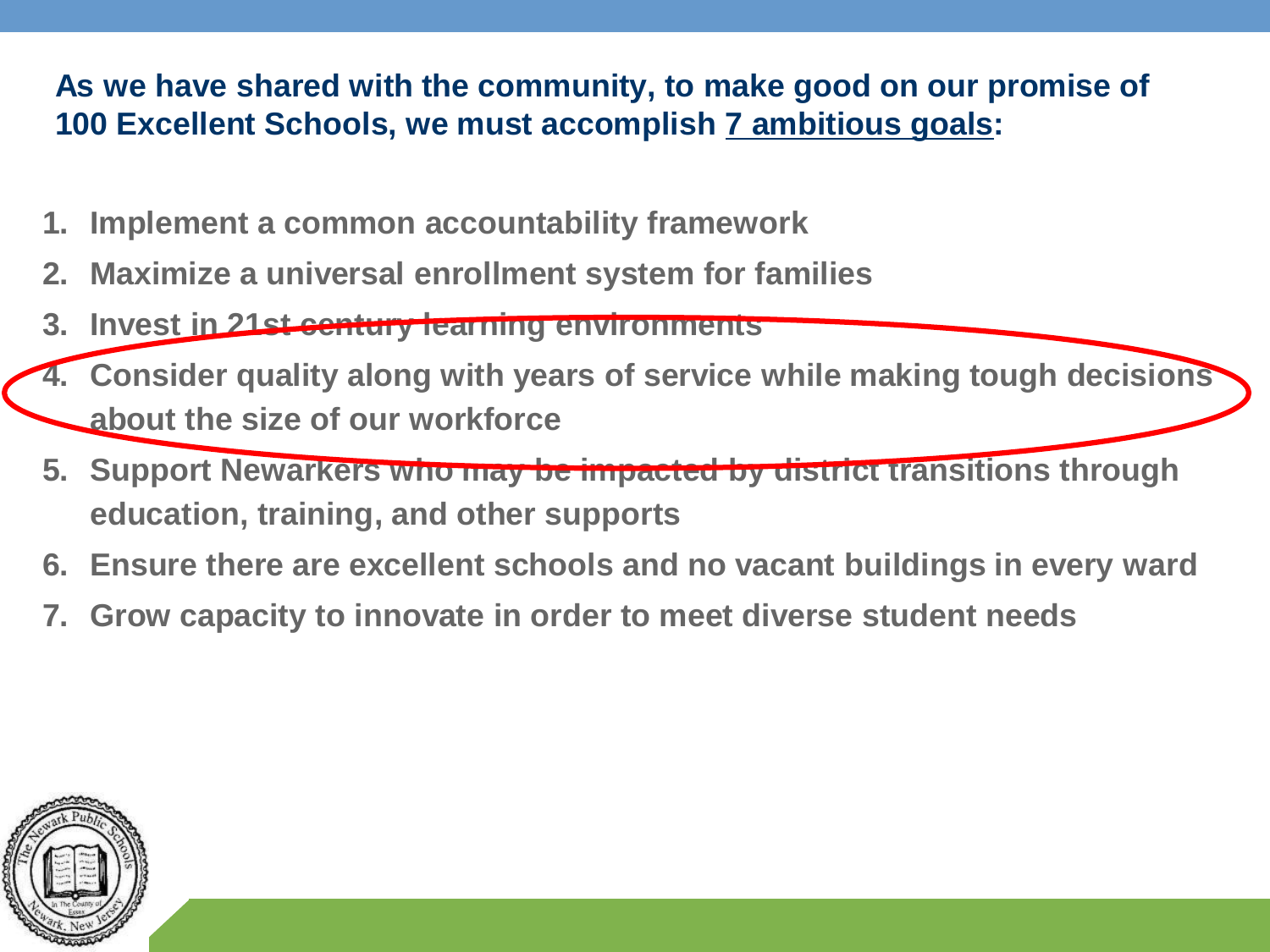**As we have shared with the community, to make good on our promise of 100 Excellent Schools, we must accomplish 7 ambitious goals:**

1. **Implement a common accountability framework**
2. **Maximize a universal enrollment system for families**
3. **Invest in 21st century learning environments**
4. **Consider quality along with years of service while making tough decisions about the size of our workforce**
5. **Support Newarkers who may be impacted by district transitions through education, training, and other supports**
6. **Ensure there are excellent schools and no vacant buildings in every ward**
7. **Grow capacity to innovate in order to meet diverse student needs**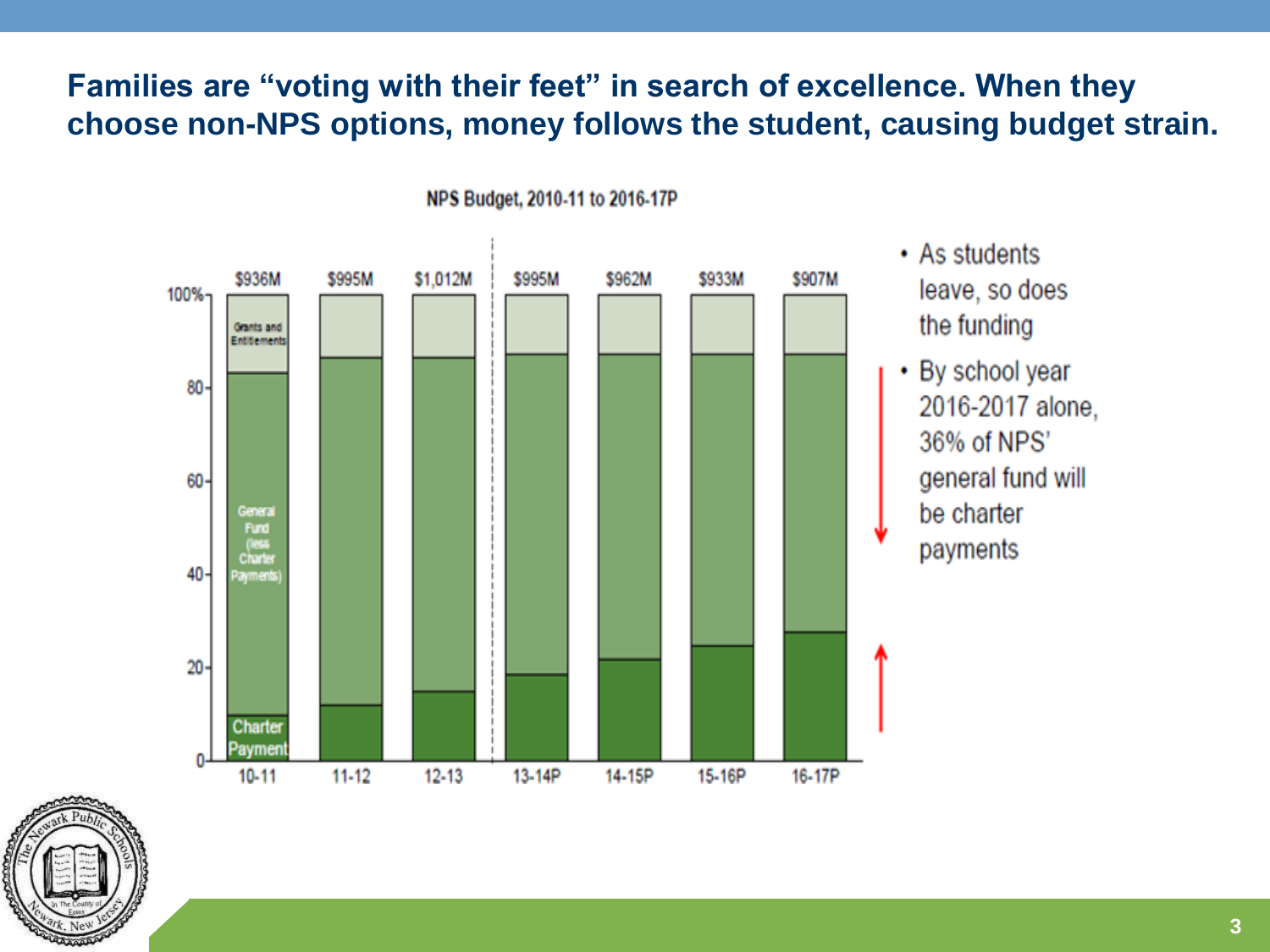**Families are "voting with their feet" in search of excellence. When they choose non-NPS options, money follows the student, causing budget strain.**

NPS Budget, 2010-11 to 2016-17P

| Year | 10-11 | 11-12 | 12-13 | 13-14P | 14-15P | 15-16P | 16-17P |
|---|---|---|---|---|---|---|---|
| Total | $936M | $995M | $1,012M | $995M | $962M | $933M | $907M |

Legend: Grants and Entitlements; General Fund (less Charter Payments); Charter Payment

- As students leave, so does the funding
- By school year 2016-2017 alone, 36% of NPS' general fund will be charter payments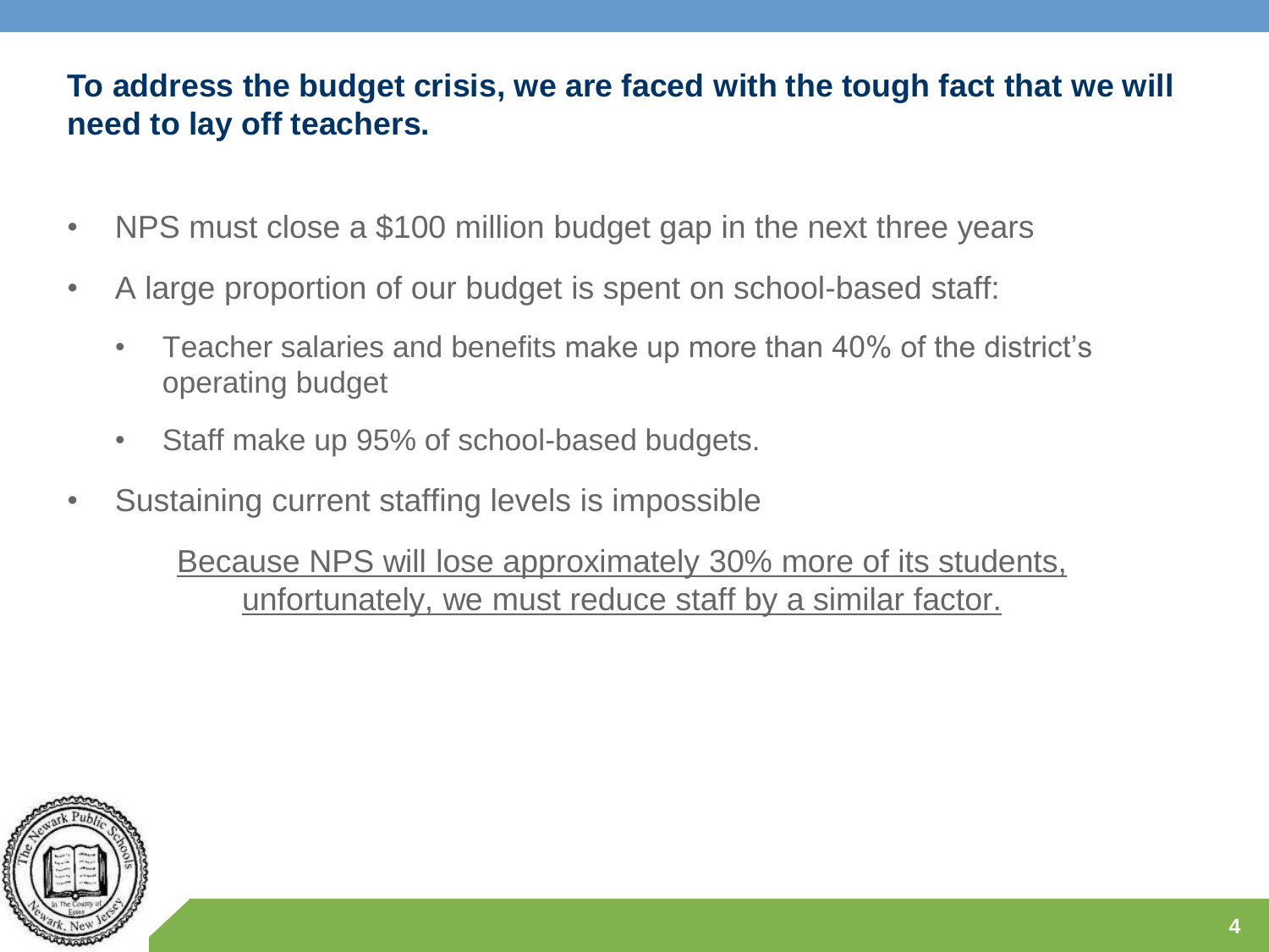## To address the budget crisis, we are faced with the tough fact that we will need to lay off teachers.

- NPS must close a $100 million budget gap in the next three years
- A large proportion of our budget is spent on school-based staff:
  - Teacher salaries and benefits make up more than 40% of the district's operating budget
  - Staff make up 95% of school-based budgets.
- Sustaining current staffing levels is impossible

<u>Because NPS will lose approximately 30% more of its students, unfortunately, we must reduce staff by a similar factor.</u>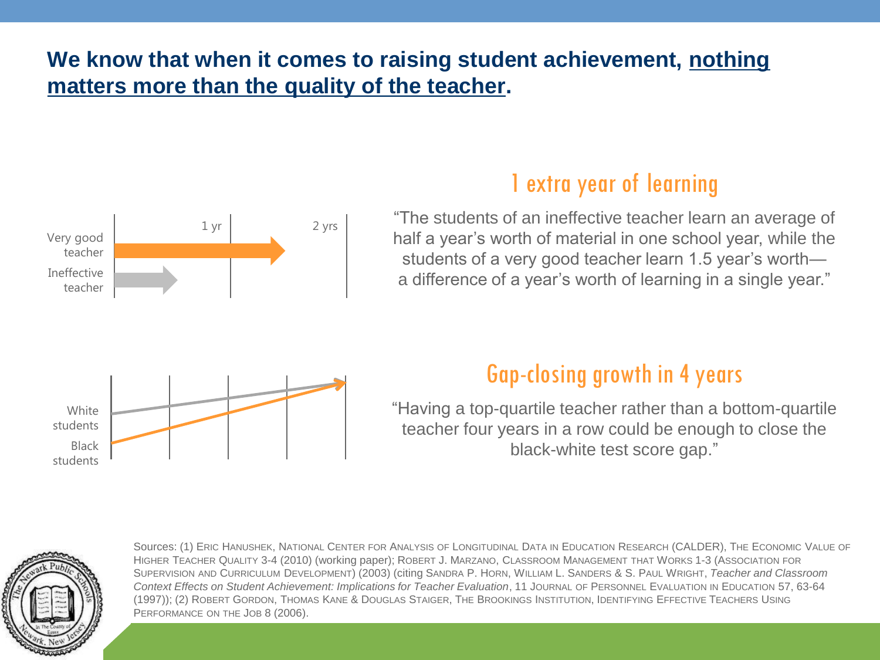**We know that when it comes to raising student achievement, <u>nothing matters more than the quality of the teacher</u>.**

Very good teacher

Ineffective teacher

1 yr

2 yrs

## 1 extra year of learning

"The students of an ineffective teacher learn an average of half a year's worth of material in one school year, while the students of a very good teacher learn 1.5 year's worth—a difference of a year's worth of learning in a single year."

White students

Black students

## Gap-closing growth in 4 years

"Having a top-quartile teacher rather than a bottom-quartile teacher four years in a row could be enough to close the black-white test score gap."

Sources: (1) Eric Hanushek, National Center for Analysis of Longitudinal Data in Education Research (CALDER), The Economic Value of Higher Teacher Quality 3-4 (2010) (working paper); Robert J. Marzano, Classroom Management that Works 1-3 (Association for Supervision and Curriculum Development) (2003) (citing Sandra P. Horn, William L. Sanders & S. Paul Wright, *Teacher and Classroom Context Effects on Student Achievement: Implications for Teacher Evaluation*, 11 Journal of Personnel Evaluation in Education 57, 63-64 (1997)); (2) Robert Gordon, Thomas Kane & Douglas Staiger, The Brookings Institution, Identifying Effective Teachers Using Performance on the Job 8 (2006).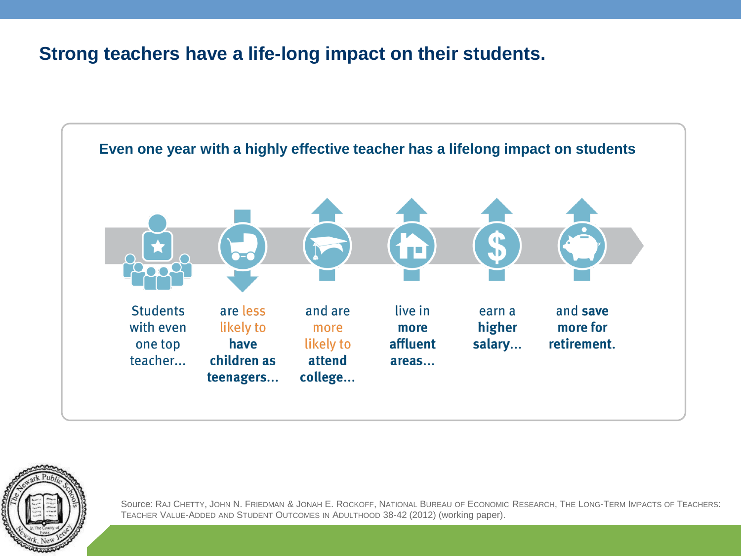# Strong teachers have a life-long impact on their students.

## Even one year with a highly effective teacher has a lifelong impact on students

Students with even one top teacher… are less likely to **have children as teenagers**… and are more likely to **attend college**… live in **more affluent areas**… earn a **higher salary**… and **save more for retirement**.

Source: Raj Chetty, John N. Friedman & Jonah E. Rockoff, National Bureau of Economic Research, The Long-Term Impacts of Teachers: Teacher Value-Added and Student Outcomes in Adulthood 38-42 (2012) (working paper).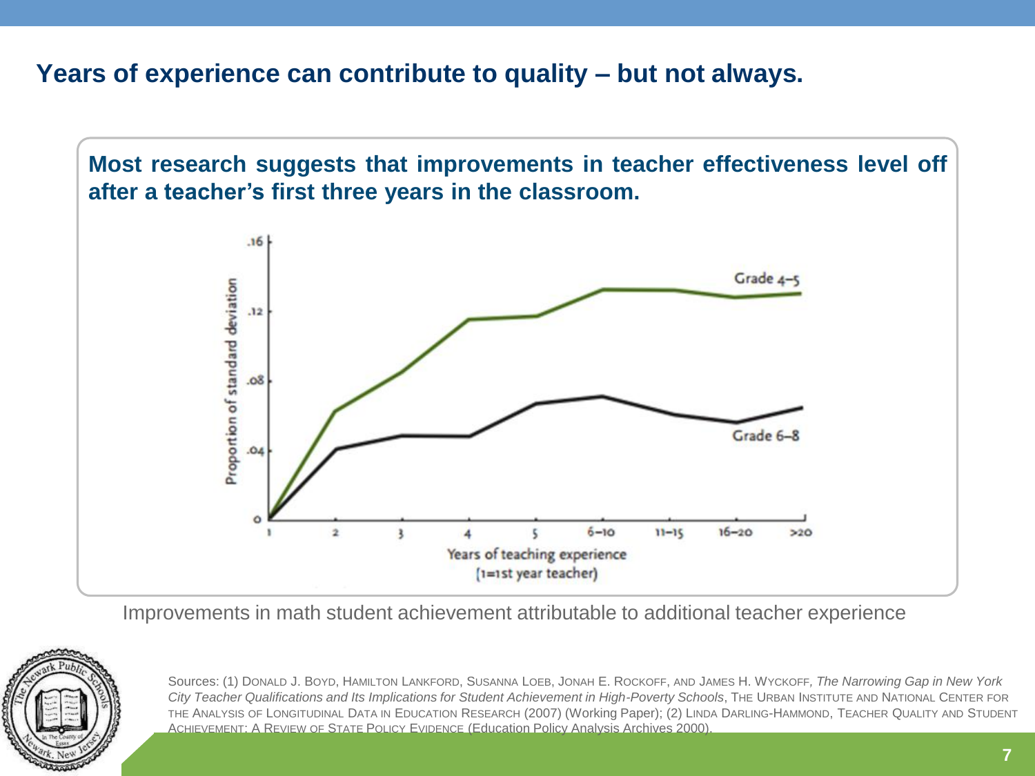# Years of experience can contribute to quality – but not always.

**Most research suggests that improvements in teacher effectiveness level off after a teacher's first three years in the classroom.**

Improvements in math student achievement attributable to additional teacher experience

Sources: (1) Donald J. Boyd, Hamilton Lankford, Susanna Loeb, Jonah E. Rockoff, and James H. Wyckoff, *The Narrowing Gap in New York City Teacher Qualifications and Its Implications for Student Achievement in High-Poverty Schools*, The Urban Institute and National Center for the Analysis of Longitudinal Data in Education Research (2007) (Working Paper); (2) Linda Darling-Hammond, Teacher Quality and Student Achievement: A Review of State Policy Evidence (Education Policy Analysis Archives 2000).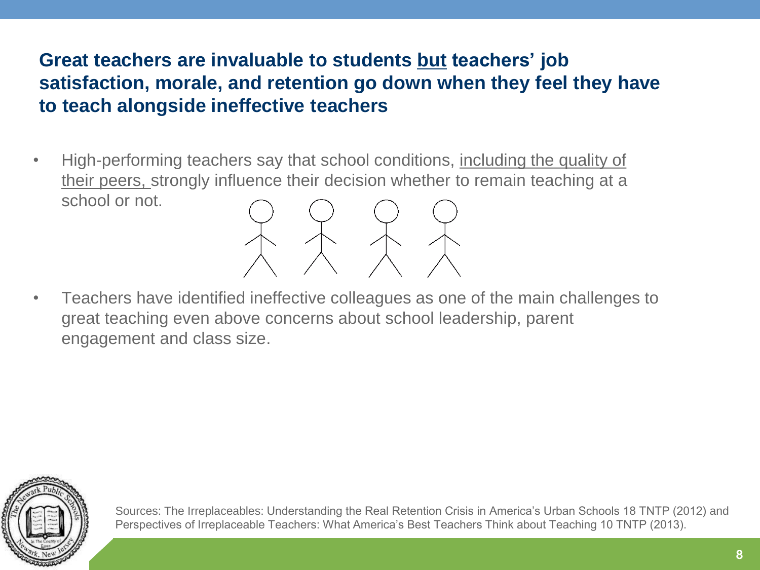## Great teachers are invaluable to students <u>but</u> teachers' job satisfaction, morale, and retention go down when they feel they have to teach alongside ineffective teachers

- High-performing teachers say that school conditions, <u>including the quality of their peers,</u> strongly influence their decision whether to remain teaching at a school or not.

- Teachers have identified ineffective colleagues as one of the main challenges to great teaching even above concerns about school leadership, parent engagement and class size.

Sources: The Irreplaceables: Understanding the Real Retention Crisis in America's Urban Schools 18 TNTP (2012) and Perspectives of Irreplaceable Teachers: What America's Best Teachers Think about Teaching 10 TNTP (2013).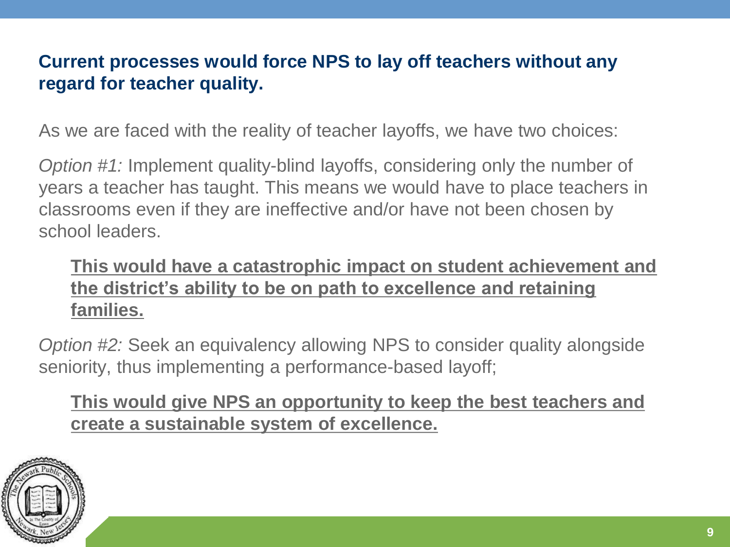## Current processes would force NPS to lay off teachers without any regard for teacher quality.

As we are faced with the reality of teacher layoffs, we have two choices:

*Option #1:* Implement quality-blind layoffs, considering only the number of years a teacher has taught. This means we would have to place teachers in classrooms even if they are ineffective and/or have not been chosen by school leaders.

> **This would have a catastrophic impact on student achievement and the district's ability to be on path to excellence and retaining families.**

*Option #2:* Seek an equivalency allowing NPS to consider quality alongside seniority, thus implementing a performance-based layoff;

> **This would give NPS an opportunity to keep the best teachers and create a sustainable system of excellence.**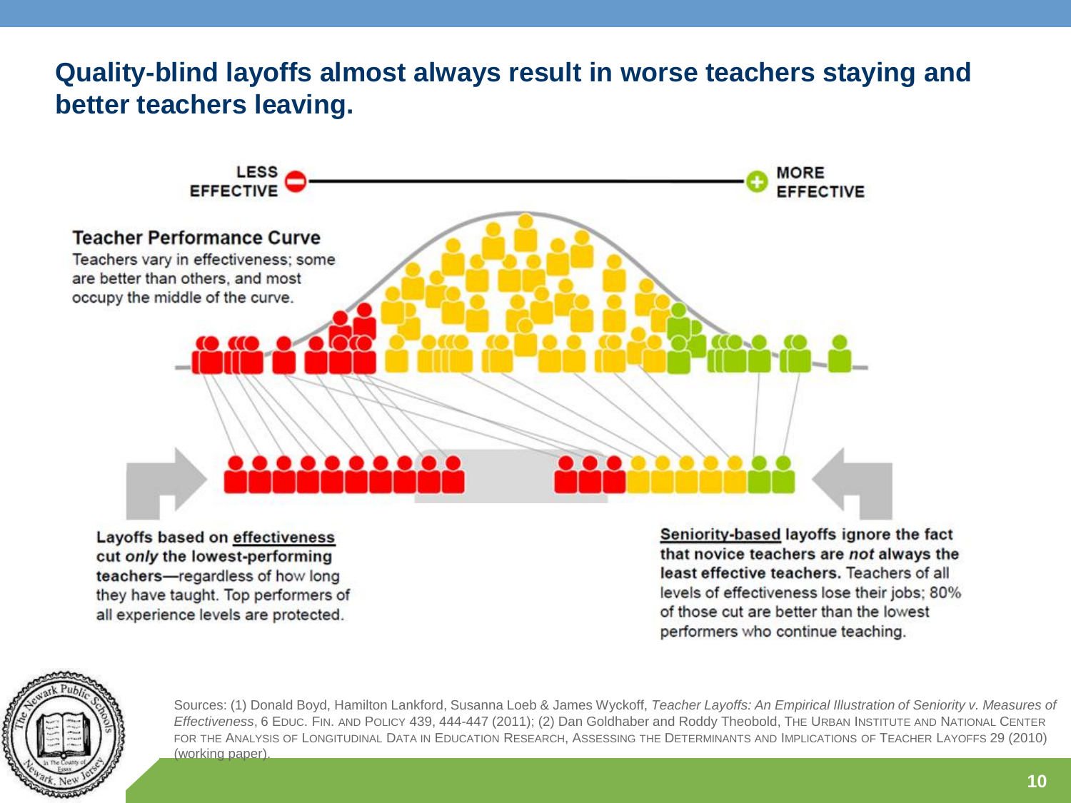# Quality-blind layoffs almost always result in worse teachers staying and better teachers leaving.

LESS EFFECTIVE — MORE EFFECTIVE

**Teacher Performance Curve**
Teachers vary in effectiveness; some are better than others, and most occupy the middle of the curve.

**Layoffs based on effectiveness cut *only* the lowest-performing teachers**—regardless of how long they have taught. Top performers of all experience levels are protected.

**Seniority-based layoffs ignore the fact that novice teachers are *not* always the least effective teachers.** Teachers of all levels of effectiveness lose their jobs; 80% of those cut are better than the lowest performers who continue teaching.

Sources: (1) Donald Boyd, Hamilton Lankford, Susanna Loeb & James Wyckoff, *Teacher Layoffs: An Empirical Illustration of Seniority v. Measures of Effectiveness*, 6 EDUC. FIN. AND POLICY 439, 444-447 (2011); (2) Dan Goldhaber and Roddy Theobold, THE URBAN INSTITUTE AND NATIONAL CENTER FOR THE ANALYSIS OF LONGITUDINAL DATA IN EDUCATION RESEARCH, ASSESSING THE DETERMINANTS AND IMPLICATIONS OF TEACHER LAYOFFS 29 (2010) (working paper).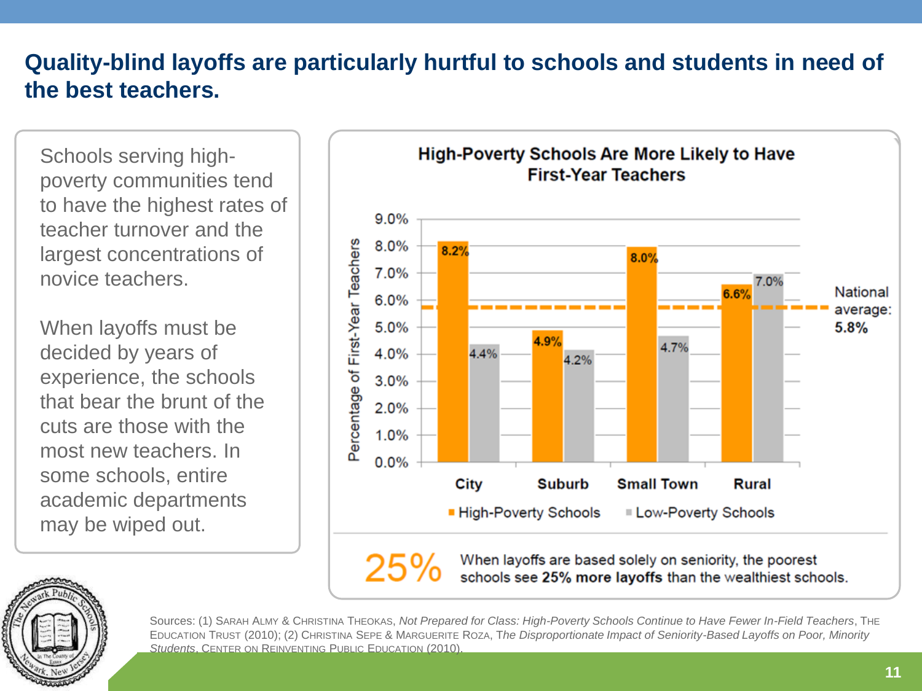# Quality-blind layoffs are particularly hurtful to schools and students in need of the best teachers.

Schools serving high-poverty communities tend to have the highest rates of teacher turnover and the largest concentrations of novice teachers.

When layoffs must be decided by years of experience, the schools that bear the brunt of the cuts are those with the most new teachers. In some schools, entire academic departments may be wiped out.

**High-Poverty Schools Are More Likely to Have First-Year Teachers**

Percentage of First-Year Teachers

| | High-Poverty Schools | Low-Poverty Schools |
|---|---|---|
| City | 8.2% | 4.4% |
| Suburb | 4.9% | 4.2% |
| Small Town | 8.0% | 4.7% |
| Rural | 6.6% | 7.0% |

National average: 5.8%

**25%** When layoffs are based solely on seniority, the poorest schools see **25% more layoffs** than the wealthiest schools.

Sources: (1) Sarah Almy & Christina Theokas, *Not Prepared for Class: High-Poverty Schools Continue to Have Fewer In-Field Teachers*, The Education Trust (2010); (2) Christina Sepe & Marguerite Roza, *The Disproportionate Impact of Seniority-Based Layoffs on Poor, Minority Students*, Center on Reinventing Public Education (2010).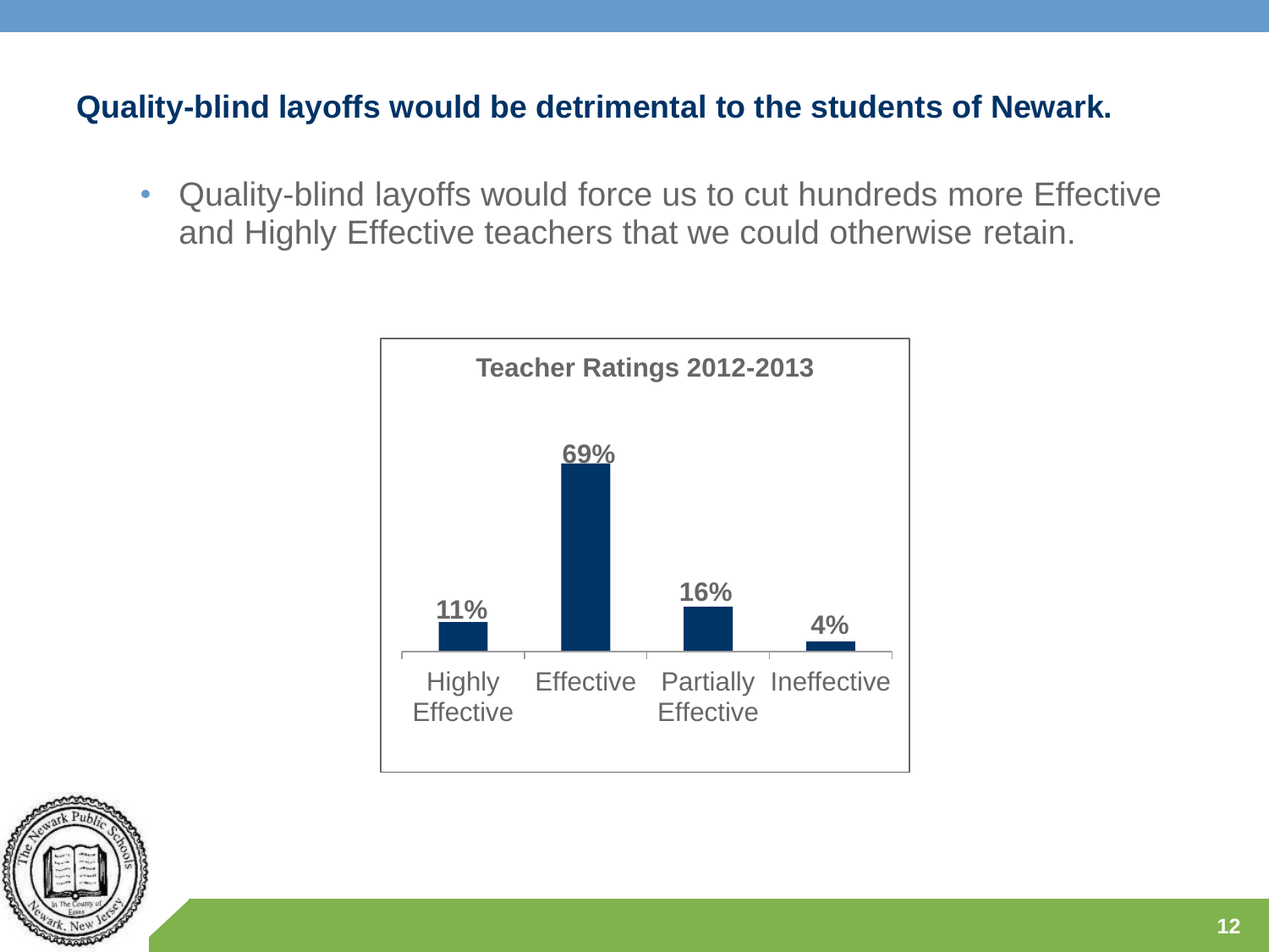## Quality-blind layoffs would be detrimental to the students of Newark.

- Quality-blind layoffs would force us to cut hundreds more Effective and Highly Effective teachers that we could otherwise retain.

**Teacher Ratings 2012-2013**

| Highly Effective | Effective | Partially Effective | Ineffective |
|---|---|---|---|
| 11% | 69% | 16% | 4% |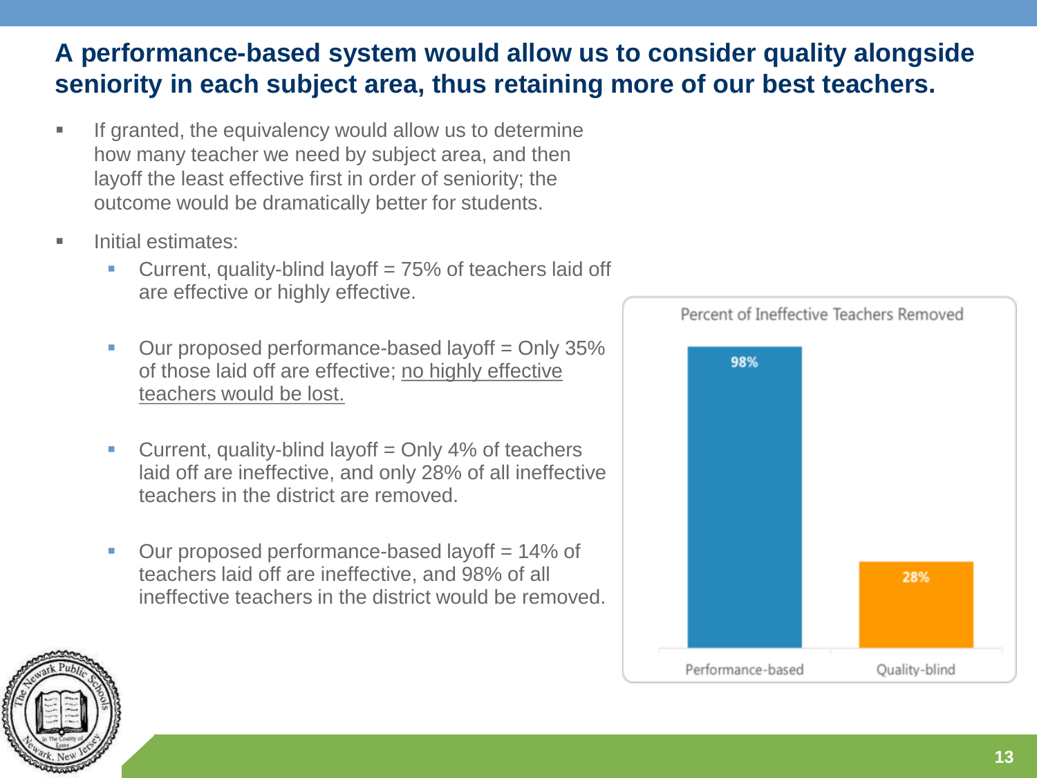## A performance-based system would allow us to consider quality alongside seniority in each subject area, thus retaining more of our best teachers.

- If granted, the equivalency would allow us to determine how many teacher we need by subject area, and then layoff the least effective first in order of seniority; the outcome would be dramatically better for students.
- Initial estimates:
  - Current, quality-blind layoff = 75% of teachers laid off are effective or highly effective.
  - Our proposed performance-based layoff = Only 35% of those laid off are effective; <u>no highly effective teachers would be lost.</u>
  - Current, quality-blind layoff = Only 4% of teachers laid off are ineffective, and only 28% of all ineffective teachers in the district are removed.
  - Our proposed performance-based layoff = 14% of teachers laid off are ineffective, and 98% of all ineffective teachers in the district would be removed.

**Percent of Ineffective Teachers Removed**

| | Performance-based | Quality-blind |
|---|---|---|
| Percent of Ineffective Teachers Removed | 98% | 28% |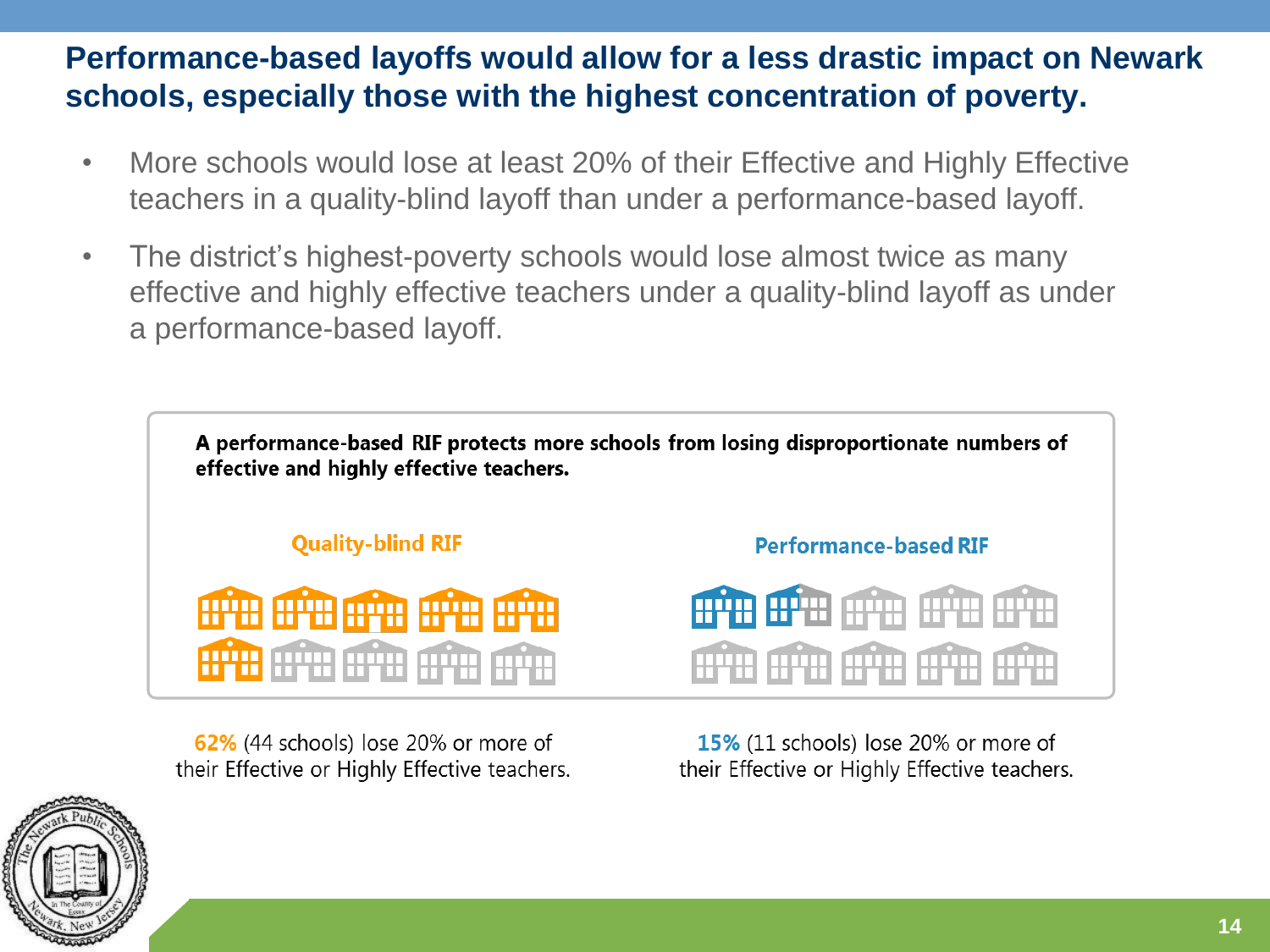## Performance-based layoffs would allow for a less drastic impact on Newark schools, especially those with the highest concentration of poverty.

- More schools would lose at least 20% of their Effective and Highly Effective teachers in a quality-blind layoff than under a performance-based layoff.
- The district's highest-poverty schools would lose almost twice as many effective and highly effective teachers under a quality-blind layoff as under a performance-based layoff.

**A performance-based RIF protects more schools from losing disproportionate numbers of effective and highly effective teachers.**

**Quality-blind RIF**

**62%** (44 schools) lose 20% or more of their Effective or Highly Effective teachers.

**Performance-based RIF**

**15%** (11 schools) lose 20% or more of their Effective or Highly Effective teachers.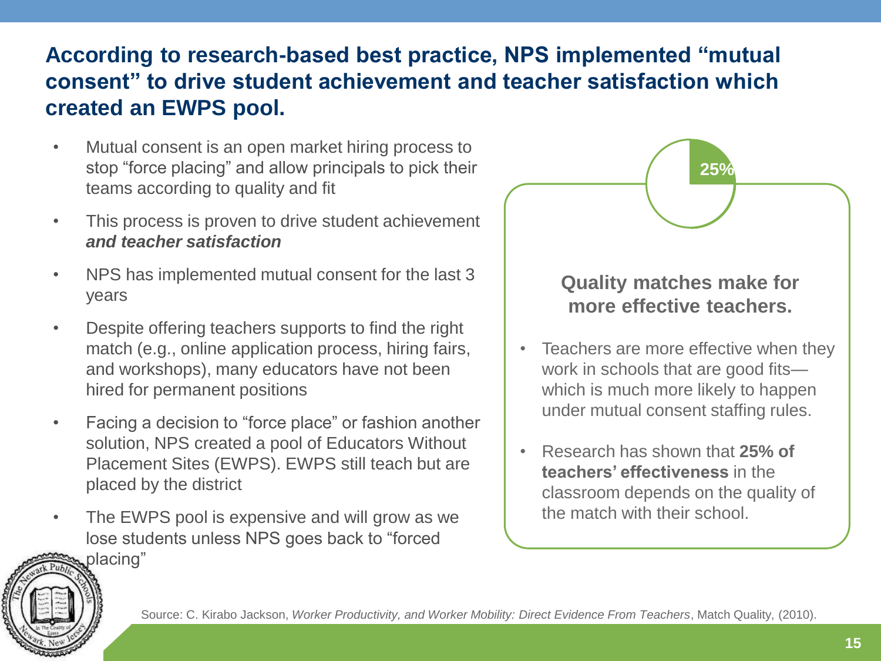# According to research-based best practice, NPS implemented "mutual consent" to drive student achievement and teacher satisfaction which created an EWPS pool.

- Mutual consent is an open market hiring process to stop "force placing" and allow principals to pick their teams according to quality and fit
- This process is proven to drive student achievement ***and teacher satisfaction***
- NPS has implemented mutual consent for the last 3 years
- Despite offering teachers supports to find the right match (e.g., online application process, hiring fairs, and workshops), many educators have not been hired for permanent positions
- Facing a decision to "force place" or fashion another solution, NPS created a pool of Educators Without Placement Sites (EWPS). EWPS still teach but are placed by the district
- The EWPS pool is expensive and will grow as we lose students unless NPS goes back to "forced placing"

25%

**Quality matches make for more effective teachers.**

- Teachers are more effective when they work in schools that are good fits—which is much more likely to happen under mutual consent staffing rules.
- Research has shown that **25% of teachers' effectiveness** in the classroom depends on the quality of the match with their school.

Source: C. Kirabo Jackson, *Worker Productivity, and Worker Mobility: Direct Evidence From Teachers*, Match Quality, (2010).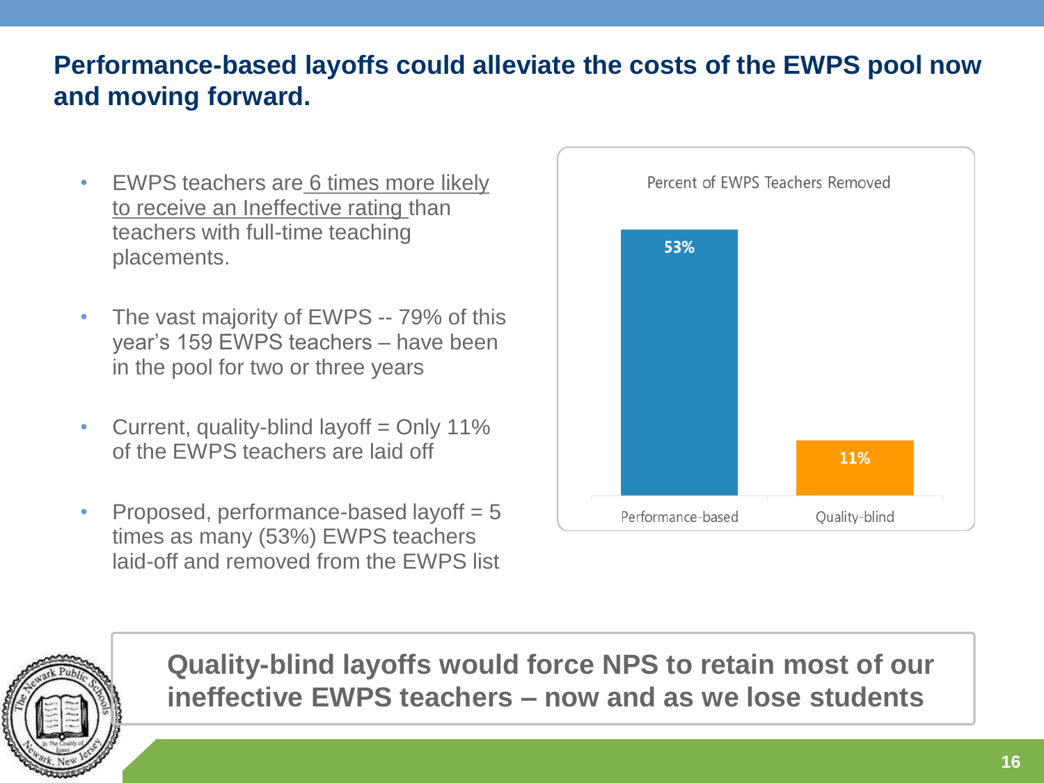## Performance-based layoffs could alleviate the costs of the EWPS pool now and moving forward.

- EWPS teachers are 6 times more likely to receive an Ineffective rating than teachers with full-time teaching placements.
- The vast majority of EWPS -- 79% of this year's 159 EWPS teachers – have been in the pool for two or three years
- Current, quality-blind layoff = Only 11% of the EWPS teachers are laid off
- Proposed, performance-based layoff = 5 times as many (53%) EWPS teachers laid-off and removed from the EWPS list

**Percent of EWPS Teachers Removed**

| | Percent of EWPS Teachers Removed |
|---|---|
| Performance-based | 53% |
| Quality-blind | 11% |

**Quality-blind layoffs would force NPS to retain most of our ineffective EWPS teachers – now and as we lose students**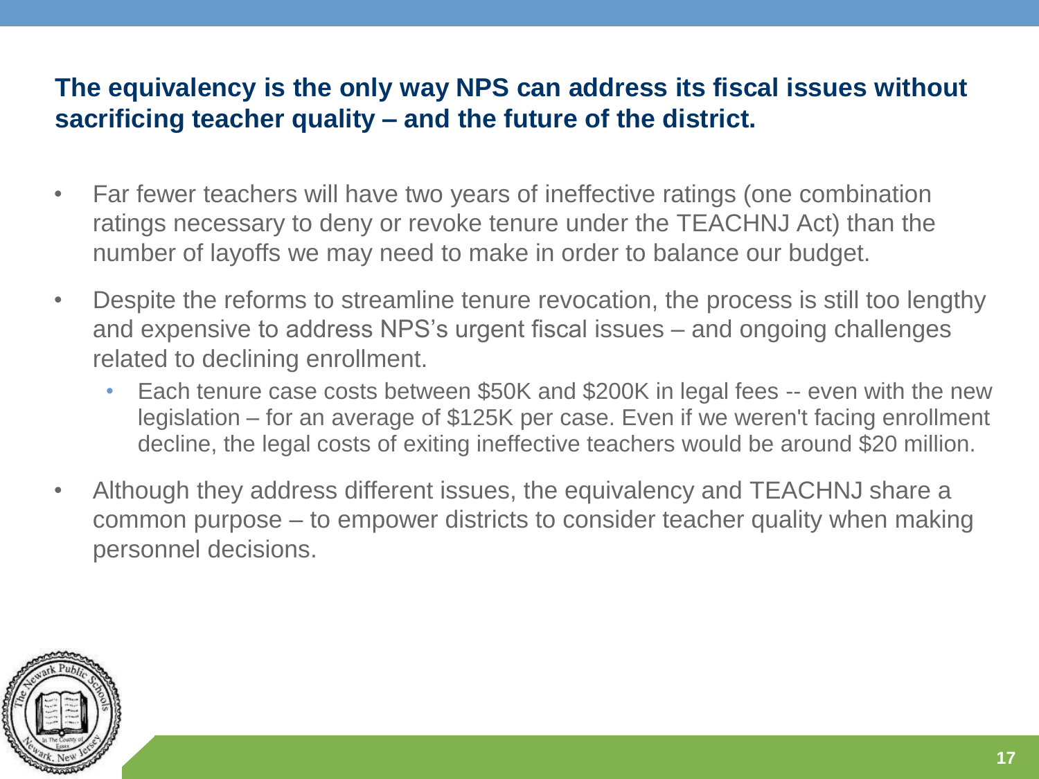## The equivalency is the only way NPS can address its fiscal issues without sacrificing teacher quality – and the future of the district.

- Far fewer teachers will have two years of ineffective ratings (one combination ratings necessary to deny or revoke tenure under the TEACHNJ Act) than the number of layoffs we may need to make in order to balance our budget.
- Despite the reforms to streamline tenure revocation, the process is still too lengthy and expensive to address NPS's urgent fiscal issues – and ongoing challenges related to declining enrollment.
  - Each tenure case costs between $50K and $200K in legal fees -- even with the new legislation – for an average of $125K per case. Even if we weren't facing enrollment decline, the legal costs of exiting ineffective teachers would be around $20 million.
- Although they address different issues, the equivalency and TEACHNJ share a common purpose – to empower districts to consider teacher quality when making personnel decisions.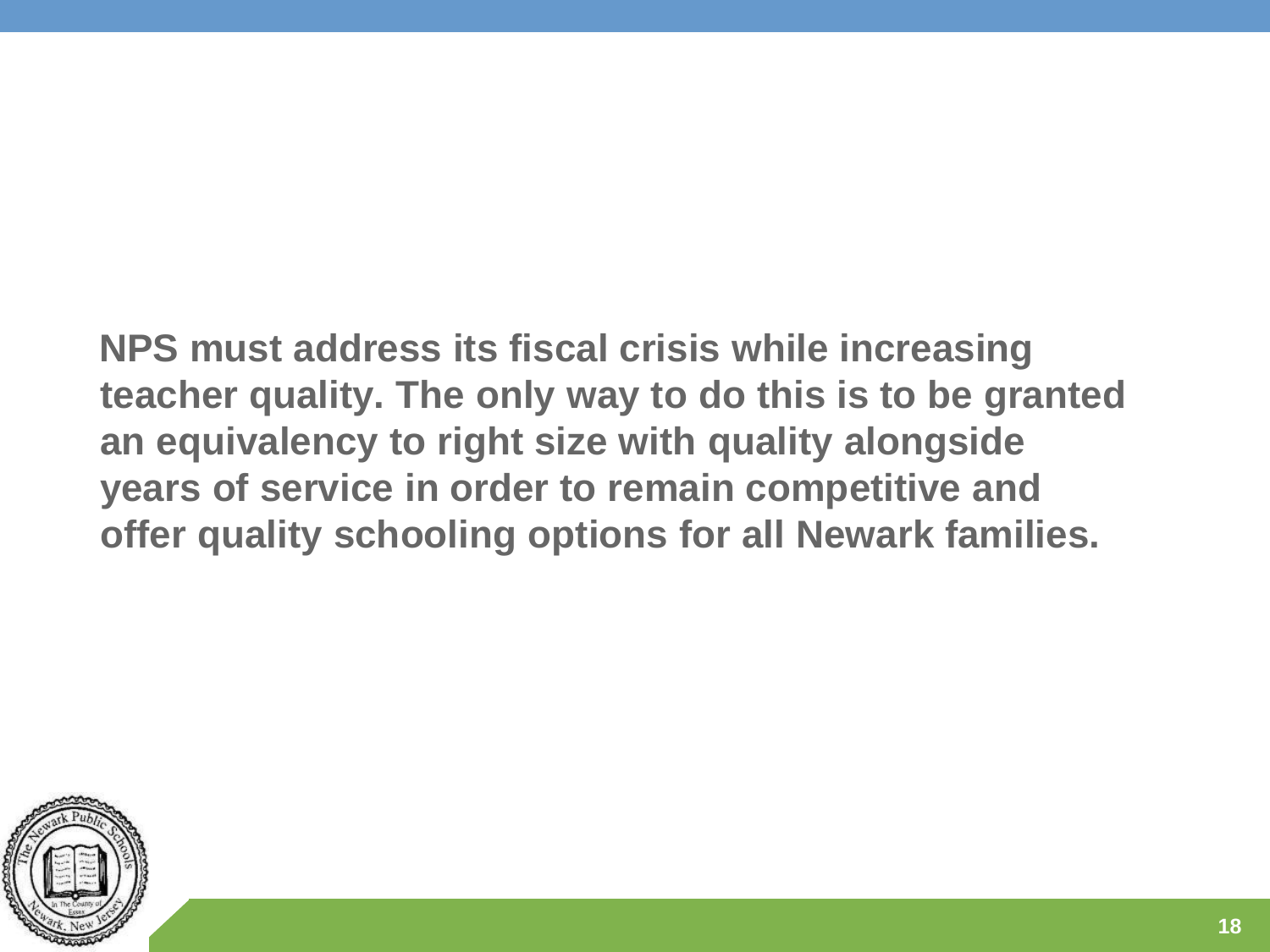**NPS must address its fiscal crisis while increasing teacher quality. The only way to do this is to be granted an equivalency to right size with quality alongside years of service in order to remain competitive and offer quality schooling options for all Newark families.**